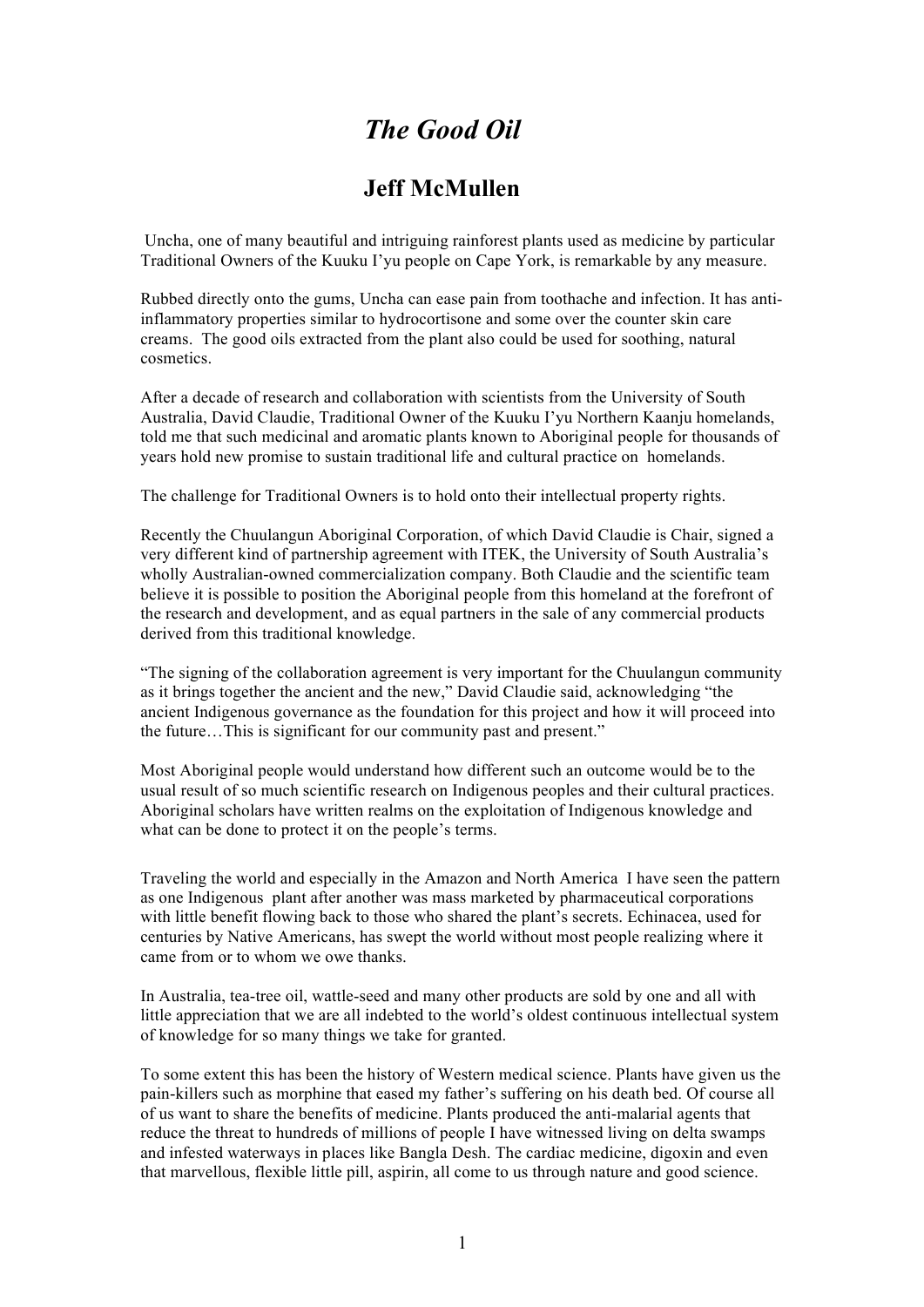# *The Good Oil*

## Jeff McMullen

Uncha, one of many beautiful and intriguing rainforest plants used as medicine by particular Traditional Owners of the Kuuku I'yu people on Cape York, is remarkable by any measure.

Rubbed directly onto the gums, Uncha can ease pain from toothache and infection. It has anti-inflammatory properties similar to hydrocortisone and some over the counter skin care creams. The good oils extracted from the plant also could be used for soothing, natural cosmetics.

After a decade of research and collaboration with scientists from the University of South Australia, David Claudie, Traditional Owner of the Kuuku I'yu Northern Kaanju homelands, told me that such medicinal and aromatic plants known to Aboriginal people for thousands of years hold new promise to sustain traditional life and cultural practice on homelands.

The challenge for Traditional Owners is to hold onto their intellectual property rights.

Recently the Chuulangun Aboriginal Corporation, of which David Claudie is Chair, signed a very different kind of partnership agreement with ITEK, the University of South Australia's wholly Australian-owned commercialization company. Both Claudie and the scientific team believe it is possible to position the Aboriginal people from this homeland at the forefront of the research and development, and as equal partners in the sale of any commercial products derived from this traditional knowledge.

"The signing of the collaboration agreement is very important for the Chuulangun community as it brings together the ancient and the new," David Claudie said, acknowledging "the ancient Indigenous governance as the foundation for this project and how it will proceed into the future…This is significant for our community past and present."

Most Aboriginal people would understand how different such an outcome would be to the usual result of so much scientific research on Indigenous peoples and their cultural practices. Aboriginal scholars have written realms on the exploitation of Indigenous knowledge and what can be done to protect it on the people's terms.

Traveling the world and especially in the Amazon and North America I have seen the pattern as one Indigenous plant after another was mass marketed by pharmaceutical corporations with little benefit flowing back to those who shared the plant's secrets. Echinacea, used for centuries by Native Americans, has swept the world without most people realizing where it came from or to whom we owe thanks.

In Australia, tea-tree oil, wattle-seed and many other products are sold by one and all with little appreciation that we are all indebted to the world's oldest continuous intellectual system of knowledge for so many things we take for granted.

To some extent this has been the history of Western medical science. Plants have given us the pain-killers such as morphine that eased my father's suffering on his death bed. Of course all of us want to share the benefits of medicine. Plants produced the anti-malarial agents that reduce the threat to hundreds of millions of people I have witnessed living on delta swamps and infested waterways in places like Bangla Desh. The cardiac medicine, digoxin and even that marvellous, flexible little pill, aspirin, all come to us through nature and good science.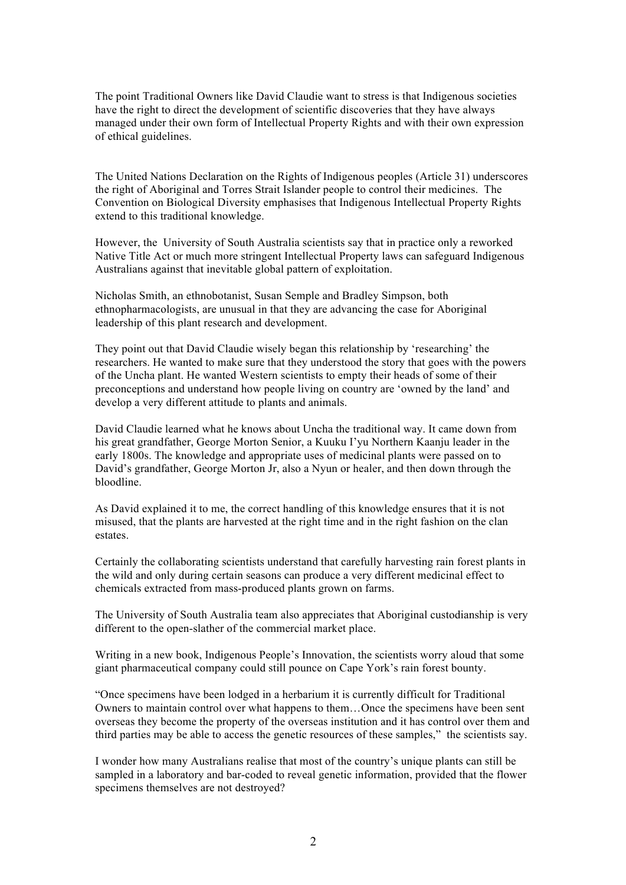The point Traditional Owners like David Claudie want to stress is that Indigenous societies have the right to direct the development of scientific discoveries that they have always managed under their own form of Intellectual Property Rights and with their own expression of ethical guidelines.

The United Nations Declaration on the Rights of Indigenous peoples (Article 31) underscores the right of Aboriginal and Torres Strait Islander people to control their medicines. The Convention on Biological Diversity emphasises that Indigenous Intellectual Property Rights extend to this traditional knowledge.

However, the University of South Australia scientists say that in practice only a reworked Native Title Act or much more stringent Intellectual Property laws can safeguard Indigenous Australians against that inevitable global pattern of exploitation.

Nicholas Smith, an ethnobotanist, Susan Semple and Bradley Simpson, both ethnopharmacologists, are unusual in that they are advancing the case for Aboriginal leadership of this plant research and development.

They point out that David Claudie wisely began this relationship by 'researching' the researchers. He wanted to make sure that they understood the story that goes with the powers of the Uncha plant. He wanted Western scientists to empty their heads of some of their preconceptions and understand how people living on country are 'owned by the land' and develop a very different attitude to plants and animals.

David Claudie learned what he knows about Uncha the traditional way. It came down from his great grandfather, George Morton Senior, a Kuuku I'yu Northern Kaanju leader in the early 1800s. The knowledge and appropriate uses of medicinal plants were passed on to David's grandfather, George Morton Jr, also a Nyun or healer, and then down through the bloodline.

As David explained it to me, the correct handling of this knowledge ensures that it is not misused, that the plants are harvested at the right time and in the right fashion on the clan estates.

Certainly the collaborating scientists understand that carefully harvesting rain forest plants in the wild and only during certain seasons can produce a very different medicinal effect to chemicals extracted from mass-produced plants grown on farms.

The University of South Australia team also appreciates that Aboriginal custodianship is very different to the open-slather of the commercial market place.

Writing in a new book, Indigenous People's Innovation, the scientists worry aloud that some giant pharmaceutical company could still pounce on Cape York's rain forest bounty.

"Once specimens have been lodged in a herbarium it is currently difficult for Traditional Owners to maintain control over what happens to them…Once the specimens have been sent overseas they become the property of the overseas institution and it has control over them and third parties may be able to access the genetic resources of these samples," the scientists say.

I wonder how many Australians realise that most of the country's unique plants can still be sampled in a laboratory and bar-coded to reveal genetic information, provided that the flower specimens themselves are not destroyed?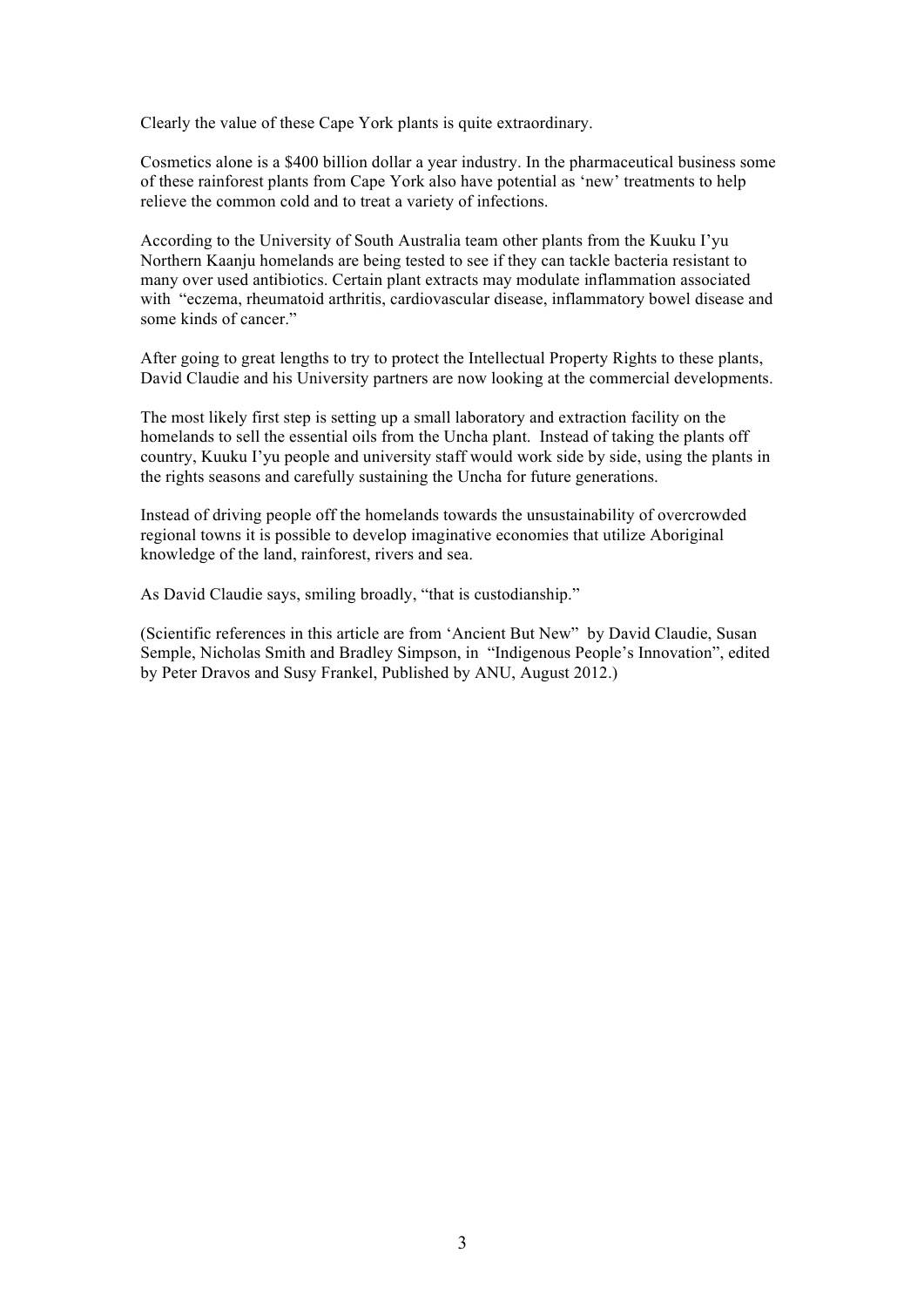Clearly the value of these Cape York plants is quite extraordinary.

Cosmetics alone is a $400 billion dollar a year industry. In the pharmaceutical business some of these rainforest plants from Cape York also have potential as 'new' treatments to help relieve the common cold and to treat a variety of infections.

According to the University of South Australia team other plants from the Kuuku I'yu Northern Kaanju homelands are being tested to see if they can tackle bacteria resistant to many over used antibiotics. Certain plant extracts may modulate inflammation associated with "eczema, rheumatoid arthritis, cardiovascular disease, inflammatory bowel disease and some kinds of cancer."

After going to great lengths to try to protect the Intellectual Property Rights to these plants, David Claudie and his University partners are now looking at the commercial developments.

The most likely first step is setting up a small laboratory and extraction facility on the homelands to sell the essential oils from the Uncha plant. Instead of taking the plants off country, Kuuku I'yu people and university staff would work side by side, using the plants in the rights seasons and carefully sustaining the Uncha for future generations.

Instead of driving people off the homelands towards the unsustainability of overcrowded regional towns it is possible to develop imaginative economies that utilize Aboriginal knowledge of the land, rainforest, rivers and sea.

As David Claudie says, smiling broadly, "that is custodianship."

(Scientific references in this article are from 'Ancient But New" by David Claudie, Susan Semple, Nicholas Smith and Bradley Simpson, in "Indigenous People's Innovation", edited by Peter Dravos and Susy Frankel, Published by ANU, August 2012.)